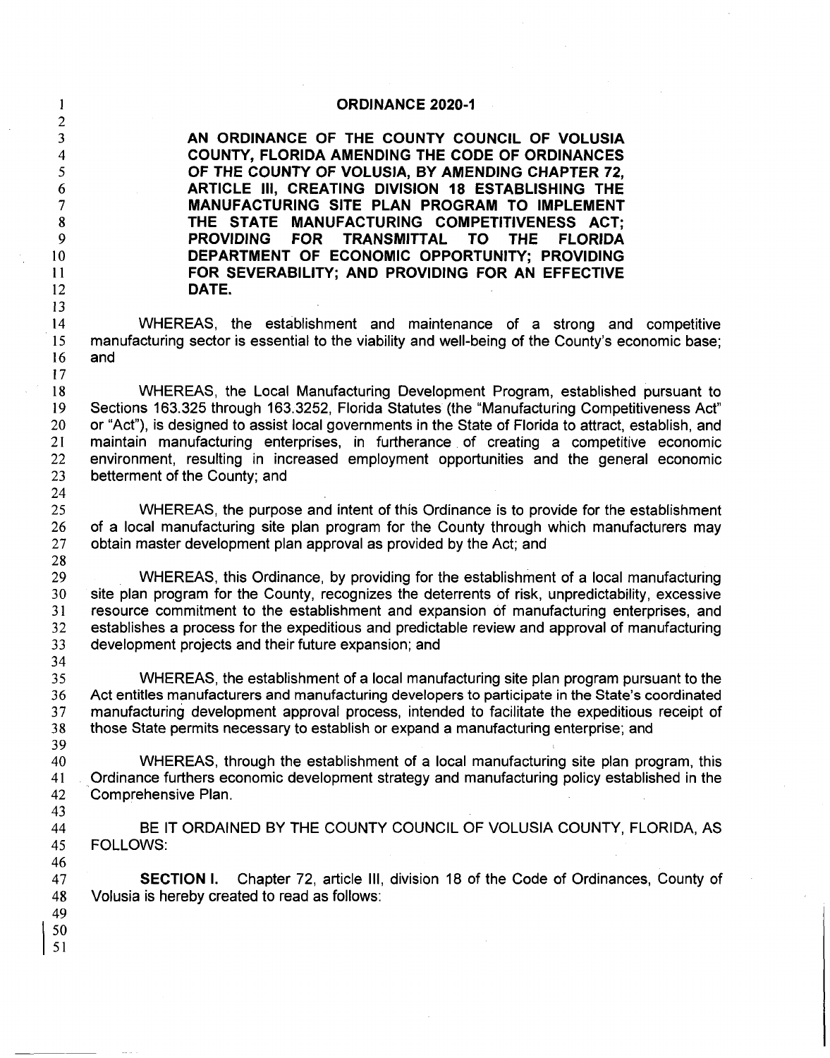# ORDINANCE 2020-1

**AN ORDINANCE OF THE COUNTY COUNCIL OF VOLUSIA COUNTY, FLORIDA AMENDING THE CODE OF ORDINANCES OF THE COUNTY OF VOLUSIA, BY AMENDING CHAPTER 72, ARTICLE III, CREATING DIVISION 18 ESTABLISHING THE MANUFACTURING SITE PLAN PROGRAM TO IMPLEMENT THE STATE MANUFACTURING COMPETITIVENESS ACT; PROVIDING FOR TRANSMITTAL TO THE FLORIDA DEPARTMENT OF ECONOMIC OPPORTUNITY; PROVIDING FOR SEVERABILITY; AND PROVIDING FOR AN EFFECTIVE DATE.**

WHEREAS, the establishment and maintenance of a strong and competitive manufacturing sector is essential to the viability and well-being of the County's economic base; and

WHEREAS, the Local Manufacturing Development Program, established pursuant to Sections 163.325 through 163.3252, Florida Statutes (the "Manufacturing Competitiveness Act" or "Act"), is designed to assist local governments in the State of Florida to attract, establish, and maintain manufacturing enterprises, in furtherance of creating a competitive economic environment, resulting in increased employment opportunities and the general economic betterment of the County; and

WHEREAS, the purpose and intent of this Ordinance is to provide for the establishment of a local manufacturing site plan program for the County through which manufacturers may obtain master development plan approval as provided by the Act; and

WHEREAS, this Ordinance, by providing for the establishment of a local manufacturing site plan program for the County, recognizes the deterrents of risk, unpredictability, excessive resource commitment to the establishment and expansion of manufacturing enterprises, and establishes a process for the expeditious and predictable review and approval of manufacturing development projects and their future expansion; and

WHEREAS, the establishment of a local manufacturing site plan program pursuant to the Act entitles manufacturers and manufacturing developers to participate in the State's coordinated manufacturing development approval process, intended to facilitate the expeditious receipt of those State permits necessary to establish or expand a manufacturing enterprise; and

WHEREAS, through the establishment of a local manufacturing site plan program, this Ordinance furthers economic development strategy and manufacturing policy established in the Comprehensive Plan.

BE IT ORDAINED BY THE COUNTY COUNCIL OF VOLUSIA COUNTY, FLORIDA, AS FOLLOWS:

**SECTION I.** Chapter 72, article III, division 18 of the Code of Ordinances, County of Volusia is hereby created to read as follows: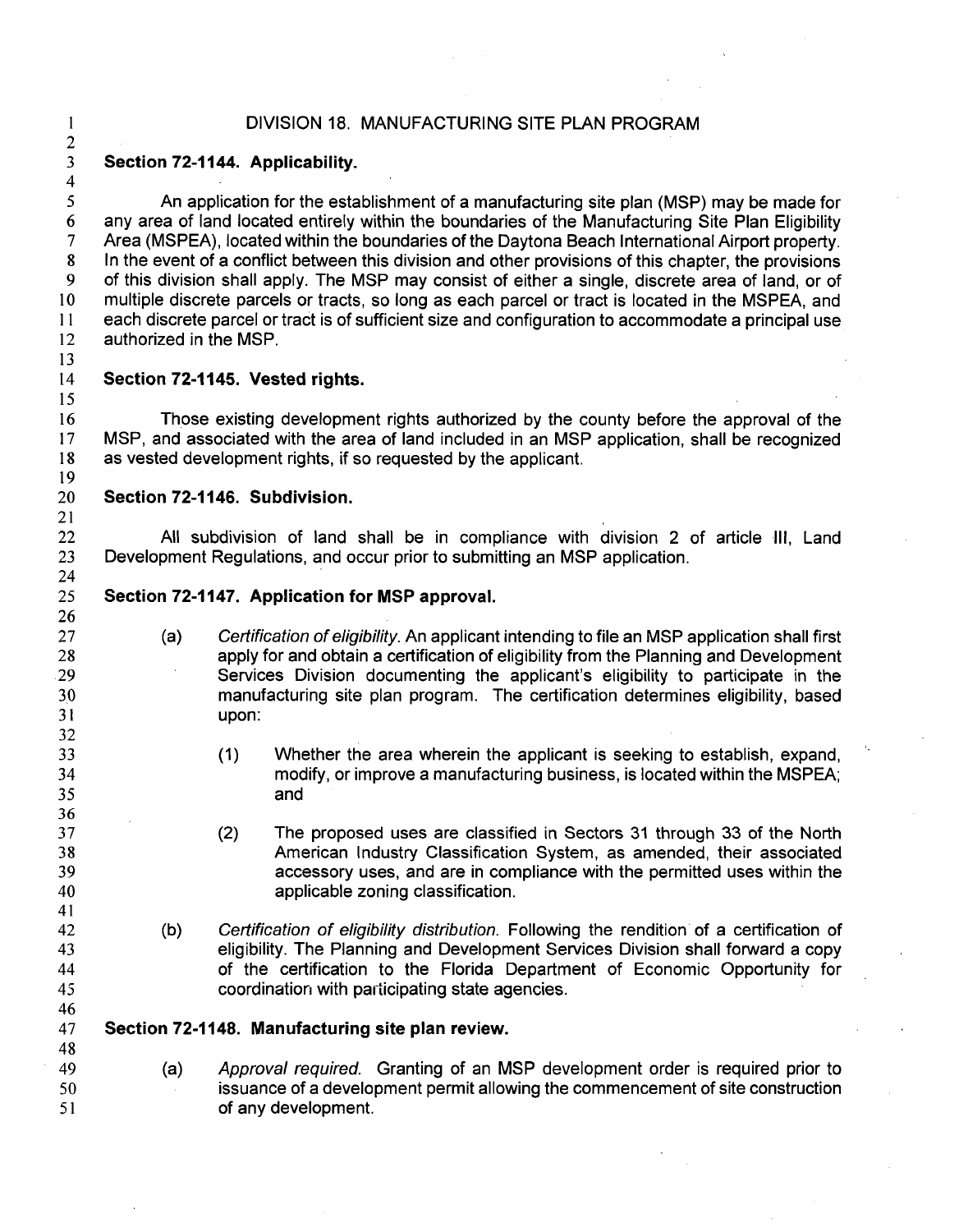# DIVISION 18. MANUFACTURING SITE PLAN PROGRAM

### Section 72-1144. Applicability.

An application for the establishment of a manufacturing site plan (MSP) may be made for any area of land located entirely within the boundaries of the Manufacturing Site Plan Eligibility Area (MSPEA), located within the boundaries of the Daytona Beach International Airport property. In the event of a conflict between this division and other provisions of this chapter, the provisions of this division shall apply. The MSP may consist of either a single, discrete area of land, or of multiple discrete parcels or tracts, so long as each parcel or tract is located in the MSPEA, and each discrete parcel or tract is of sufficient size and configuration to accommodate a principal use authorized in the MSP.

### Section 72-1145. Vested rights.

Those existing development rights authorized by the county before the approval of the MSP, and associated with the area of land included in an MSP application, shall be recognized as vested development rights, if so requested by the applicant.

### Section 72-1146. Subdivision.

All subdivision of land shall be in compliance with division 2 of article III, Land Development Regulations, and occur prior to submitting an MSP application.

### Section 72-1147. Application for MSP approval.

(a) *Certification of eligibility.* An applicant intending to file an MSP application shall first apply for and obtain a certification of eligibility from the Planning and Development Services Division documenting the applicant's eligibility to participate in the manufacturing site plan program. The certification determines eligibility, based upon:

(1) Whether the area wherein the applicant is seeking to establish, expand, modify, or improve a manufacturing business, is located within the MSPEA; and

(2) The proposed uses are classified in Sectors 31 through 33 of the North American Industry Classification System, as amended, their associated accessory uses, and are in compliance with the permitted uses within the applicable zoning classification.

(b) *Certification of eligibility distribution.* Following the rendition of a certification of eligibility. The Planning and Development Services Division shall forward a copy of the certification to the Florida Department of Economic Opportunity for coordination with participating state agencies.

### Section 72-1148. Manufacturing site plan review.

(a) *Approval required.* Granting of an MSP development order is required prior to issuance of a development permit allowing the commencement of site construction of any development.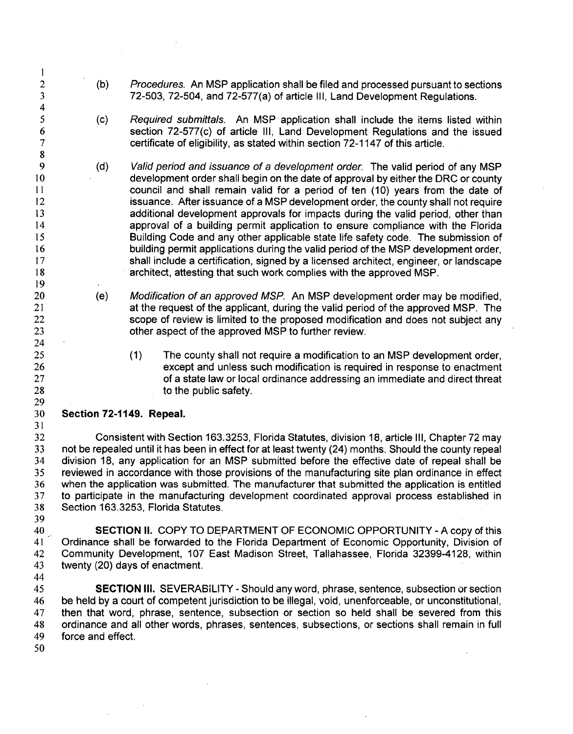(b) *Procedures.* An MSP application shall be filed and processed pursuant to sections 72-503, 72-504, and 72-577(a) of article III, Land Development Regulations.

(c) *Required submittals.* An MSP application shall include the items listed within section 72-577(c) of article III, Land Development Regulations and the issued certificate of eligibility, as stated within section 72-1147 of this article.

(d) *Valid period and issuance of a development order.* The valid period of any MSP development order shall begin on the date of approval by either the DRC or county council and shall remain valid for a period of ten (10) years from the date of issuance. After issuance of a MSP development order, the county shall not require additional development approvals for impacts during the valid period, other than approval of a building permit application to ensure compliance with the Florida Building Code and any other applicable state life safety code. The submission of building permit applications during the valid period of the MSP development order, shall include a certification, signed by a licensed architect, engineer, or landscape architect, attesting that such work complies with the approved MSP.

(e) *Modification of an approved MSP.* An MSP development order may be modified, at the request of the applicant, during the valid period of the approved MSP. The scope of review is limited to the proposed modification and does not subject any other aspect of the approved MSP to further review.

(1) The county shall not require a modification to an MSP development order, except and unless such modification is required in response to enactment of a state law or local ordinance addressing an immediate and direct threat to the public safety.

**Section 72-1149. Repeal.**

Consistent with Section 163.3253, Florida Statutes, division 18, article III, Chapter 72 may not be repealed until it has been in effect for at least twenty (24) months. Should the county repeal division 18, any application for an MSP submitted before the effective date of repeal shall be reviewed in accordance with those provisions of the manufacturing site plan ordinance in effect when the application was submitted. The manufacturer that submitted the application is entitled to participate in the manufacturing development coordinated approval process established in Section 163.3253, Florida Statutes.

**SECTION II.** COPY TO DEPARTMENT OF ECONOMIC OPPORTUNITY - A copy of this Ordinance shall be forwarded to the Florida Department of Economic Opportunity, Division of Community Development, 107 East Madison Street, Tallahassee, Florida 32399-4128, within twenty (20) days of enactment.

**SECTION III.** SEVERABILITY - Should any word, phrase, sentence, subsection or section be held by a court of competent jurisdiction to be illegal, void, unenforceable, or unconstitutional, then that word, phrase, sentence, subsection or section so held shall be severed from this ordinance and all other words, phrases, sentences, subsections, or sections shall remain in full force and effect.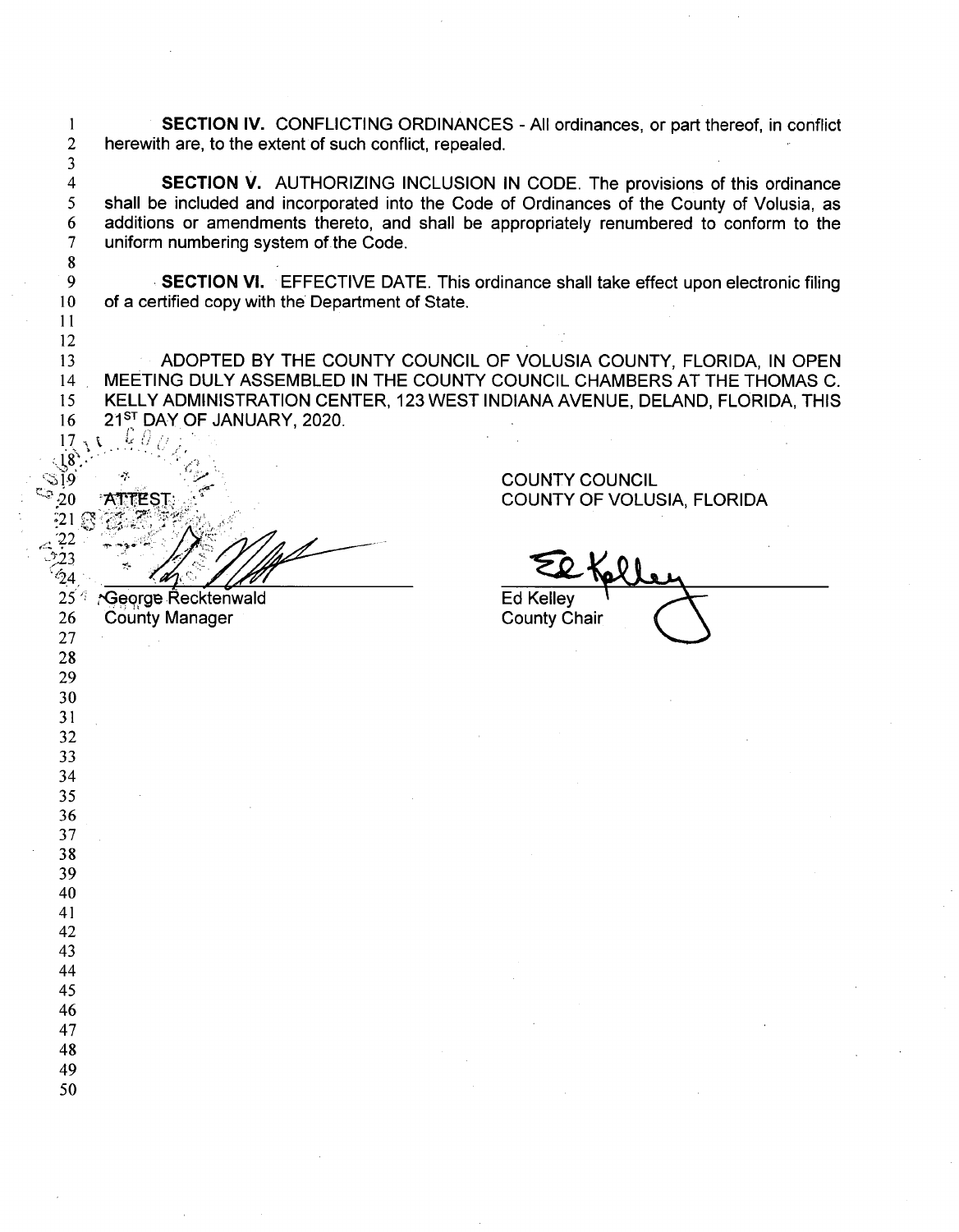**SECTION IV.** CONFLICTING ORDINANCES - All ordinances, or part thereof, in conflict herewith are, to the extent of such conflict, repealed.

**SECTION V.** AUTHORIZING INCLUSION IN CODE. The provisions of this ordinance shall be included and incorporated into the Code of Ordinances of the County of Volusia, as additions or amendments thereto, and shall be appropriately renumbered to conform to the uniform numbering system of the Code.

**SECTION VI.** EFFECTIVE DATE. This ordinance shall take effect upon electronic filing of a certified copy with the Department of State.

ADOPTED BY THE COUNTY COUNCIL OF VOLUSIA COUNTY, FLORIDA, IN OPEN MEETING DULY ASSEMBLED IN THE COUNTY COUNCIL CHAMBERS AT THE THOMAS C. KELLY ADMINISTRATION CENTER, 123 WEST INDIANA AVENUE, DELAND, FLORIDA, THIS 21ST DAY OF JANUARY, 2020.

ATTEST:

George Recktenwald
County Manager

COUNTY COUNCIL
COUNTY OF VOLUSIA, FLORIDA

Ed Kelley
County Chair